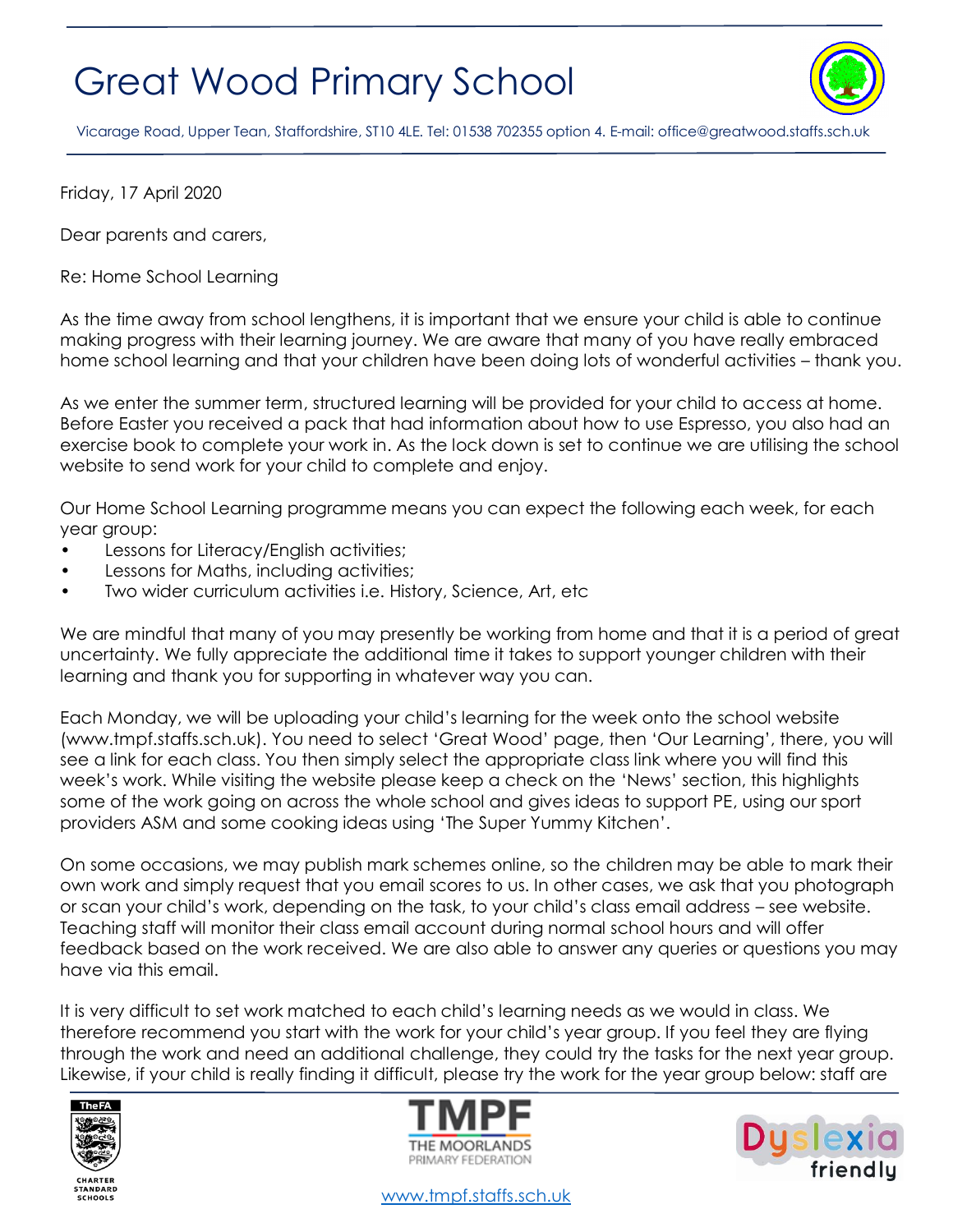# Great Wood Primary School

Vicarage Road, Upper Tean, Staffordshire, ST10 4LE. Tel: 01538 702355 option 4. E-mail: office@greatwood.staffs.sch.uk

Friday, 17 April 2020

Dear parents and carers,

Re: Home School Learning

As the time away from school lengthens, it is important that we ensure your child is able to continue making progress with their learning journey. We are aware that many of you have really embraced home school learning and that your children have been doing lots of wonderful activities – thank you.

As we enter the summer term, structured learning will be provided for your child to access at home. Before Easter you received a pack that had information about how to use Espresso, you also had an exercise book to complete your work in. As the lock down is set to continue we are utilising the school website to send work for your child to complete and enjoy.

Our Home School Learning programme means you can expect the following each week, for each year group:

- Lessons for Literacy/English activities;
- Lessons for Maths, including activities;
- Two wider curriculum activities i.e. History, Science, Art, etc

We are mindful that many of you may presently be working from home and that it is a period of great uncertainty. We fully appreciate the additional time it takes to support younger children with their learning and thank you for supporting in whatever way you can.

Each Monday, we will be uploading your child's learning for the week onto the school website (www.tmpf.staffs.sch.uk). You need to select 'Great Wood' page, then 'Our Learning', there, you will see a link for each class. You then simply select the appropriate class link where you will find this week's work. While visiting the website please keep a check on the 'News' section, this highlights some of the work going on across the whole school and gives ideas to support PE, using our sport providers ASM and some cooking ideas using 'The Super Yummy Kitchen'.

On some occasions, we may publish mark schemes online, so the children may be able to mark their own work and simply request that you email scores to us. In other cases, we ask that you photograph or scan your child's work, depending on the task, to your child's class email address – see website. Teaching staff will monitor their class email account during normal school hours and will offer feedback based on the work received. We are also able to answer any queries or questions you may have via this email.

It is very difficult to set work matched to each child's learning needs as we would in class. We therefore recommend you start with the work for your child's year group. If you feel they are flying through the work and need an additional challenge, they could try the tasks for the next year group. Likewise, if your child is really finding it difficult, please try the work for the year group below: staff are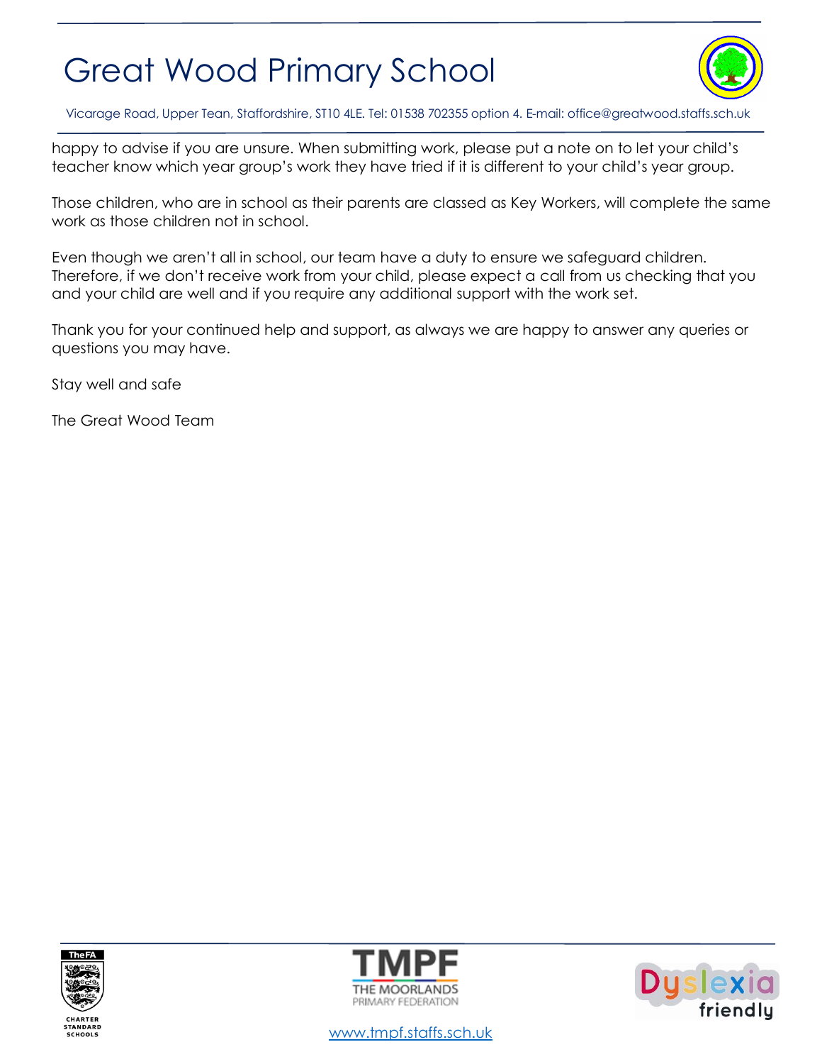happy to advise if you are unsure. When submitting work, please put a note on to let your child's teacher know which year group's work they have tried if it is different to your child's year group.

Those children, who are in school as their parents are classed as Key Workers, will complete the same work as those children not in school.

Even though we aren't all in school, our team have a duty to ensure we safeguard children. Therefore, if we don't receive work from your child, please expect a call from us checking that you and your child are well and if you require any additional support with the work set.

Thank you for your continued help and support, as always we are happy to answer any queries or questions you may have.

Stay well and safe

The Great Wood Team